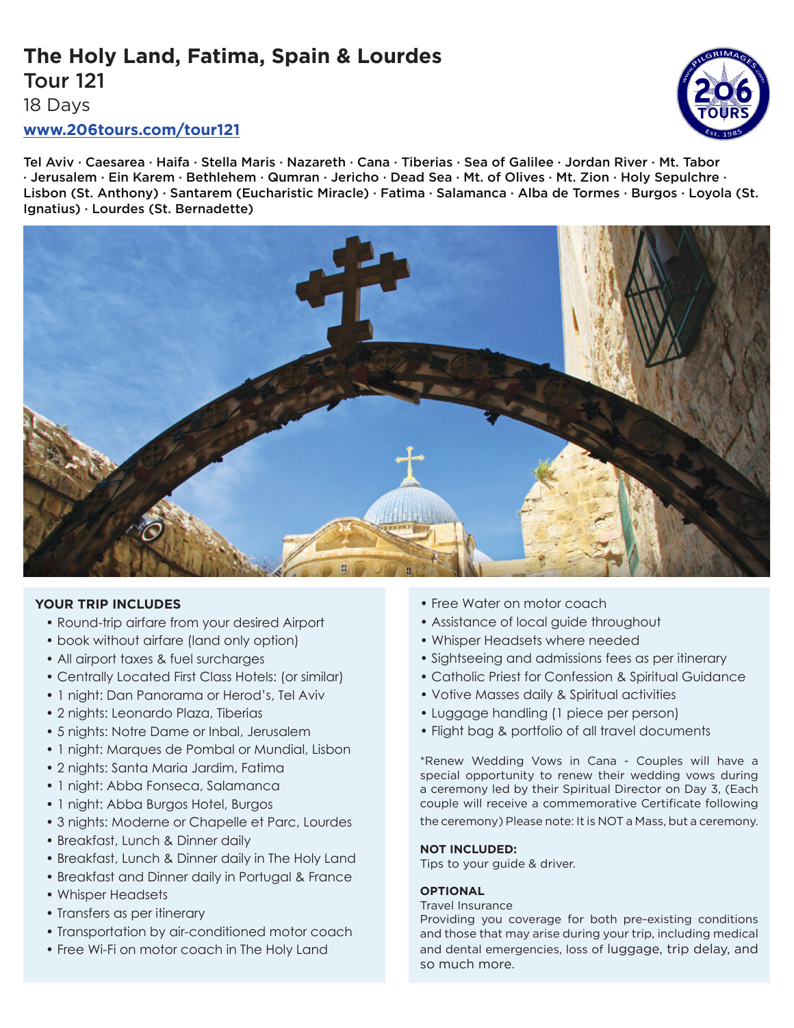# The Holy Land, Fatima, Spain & Lourdes

## Tour 121

18 Days

**www.206tours.com/tour121**

**Tel Aviv · Caesarea · Haifa · Stella Maris · Nazareth · Cana · Tiberias · Sea of Galilee · Jordan River · Mt. Tabor · Jerusalem · Ein Karem · Bethlehem · Qumran · Jericho · Dead Sea · Mt. of Olives · Mt. Zion · Holy Sepulchre · Lisbon (St. Anthony) · Santarem (Eucharistic Miracle) · Fatima · Salamanca · Alba de Tormes · Burgos · Loyola (St. Ignatius) · Lourdes (St. Bernadette)**

### YOUR TRIP INCLUDES

- Round-trip airfare from your desired Airport
- book without airfare (land only option)
- All airport taxes & fuel surcharges
- Centrally Located First Class Hotels: (or similar)
- 1 night: Dan Panorama or Herod's, Tel Aviv
- 2 nights: Leonardo Plaza, Tiberias
- 5 nights: Notre Dame or Inbal, Jerusalem
- 1 night: Marques de Pombal or Mundial, Lisbon
- 2 nights: Santa Maria Jardim, Fatima
- 1 night: Abba Fonseca, Salamanca
- 1 night: Abba Burgos Hotel, Burgos
- 3 nights: Moderne or Chapelle et Parc, Lourdes
- Breakfast, Lunch & Dinner daily
- Breakfast, Lunch & Dinner daily in The Holy Land
- Breakfast and Dinner daily in Portugal & France
- Whisper Headsets
- Transfers as per itinerary
- Transportation by air-conditioned motor coach
- Free Wi-Fi on motor coach in The Holy Land
- Free Water on motor coach
- Assistance of local guide throughout
- Whisper Headsets where needed
- Sightseeing and admissions fees as per itinerary
- Catholic Priest for Confession & Spiritual Guidance
- Votive Masses daily & Spiritual activities
- Luggage handling (1 piece per person)
- Flight bag & portfolio of all travel documents

*Renew Wedding Vows in Cana - Couples will have a special opportunity to renew their wedding vows during a ceremony led by their Spiritual Director on Day 3, (Each couple will receive a commemorative Certificate following the ceremony) Please note: It is NOT a Mass, but a ceremony.

**NOT INCLUDED:**
Tips to your guide & driver.

**OPTIONAL**
Travel Insurance
Providing you coverage for both pre-existing conditions and those that may arise during your trip, including medical and dental emergencies, loss of luggage, trip delay, and so much more.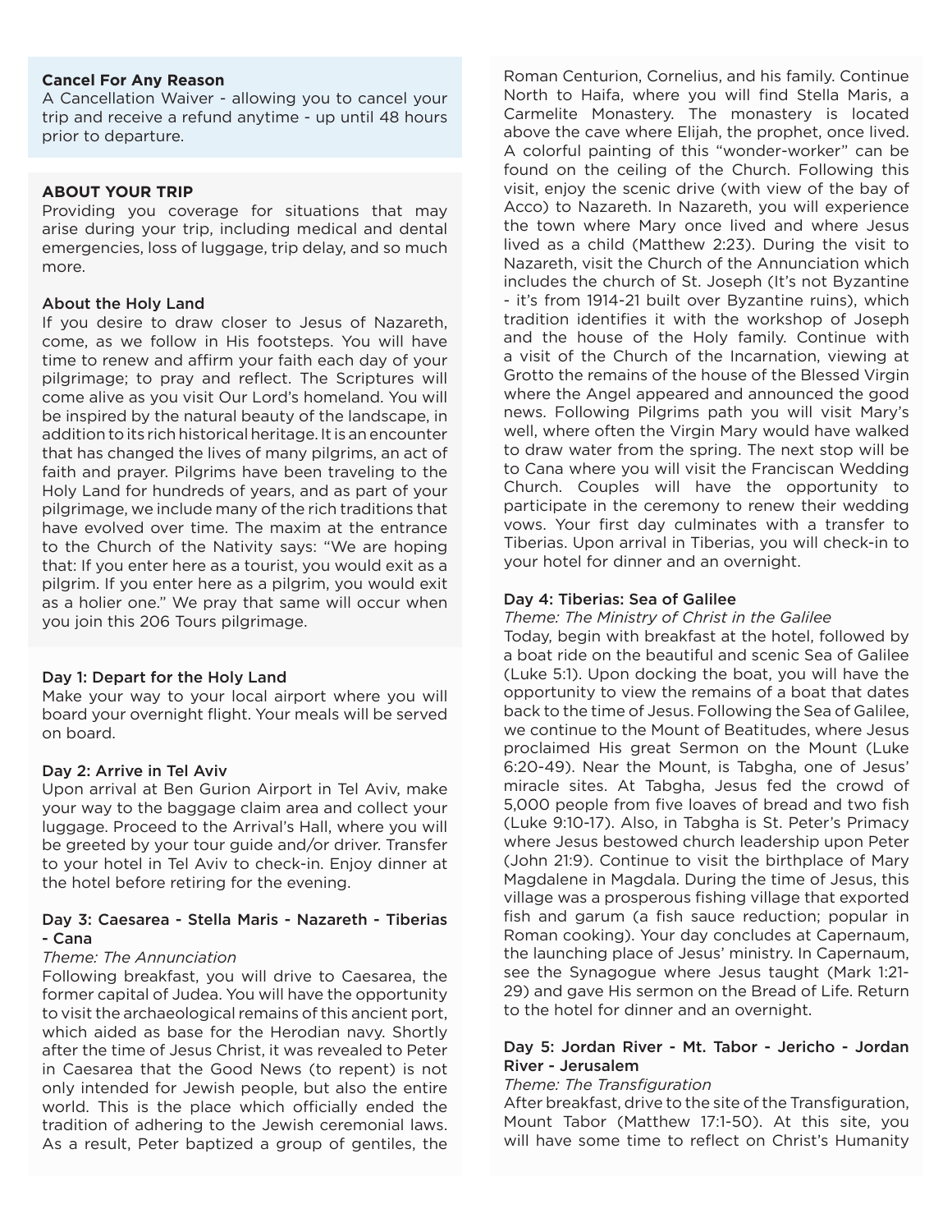**Cancel For Any Reason**
A Cancellation Waiver - allowing you to cancel your trip and receive a refund anytime - up until 48 hours prior to departure.

**ABOUT YOUR TRIP**
Providing you coverage for situations that may arise during your trip, including medical and dental emergencies, loss of luggage, trip delay, and so much more.

### About the Holy Land

If you desire to draw closer to Jesus of Nazareth, come, as we follow in His footsteps. You will have time to renew and affirm your faith each day of your pilgrimage; to pray and reflect. The Scriptures will come alive as you visit Our Lord's homeland. You will be inspired by the natural beauty of the landscape, in addition to its rich historical heritage. It is an encounter that has changed the lives of many pilgrims, an act of faith and prayer. Pilgrims have been traveling to the Holy Land for hundreds of years, and as part of your pilgrimage, we include many of the rich traditions that have evolved over time. The maxim at the entrance to the Church of the Nativity says: "We are hoping that: If you enter here as a tourist, you would exit as a pilgrim. If you enter here as a pilgrim, you would exit as a holier one." We pray that same will occur when you join this 206 Tours pilgrimage.

### Day 1: Depart for the Holy Land

Make your way to your local airport where you will board your overnight flight. Your meals will be served on board.

### Day 2: Arrive in Tel Aviv

Upon arrival at Ben Gurion Airport in Tel Aviv, make your way to the baggage claim area and collect your luggage. Proceed to the Arrival's Hall, where you will be greeted by your tour guide and/or driver. Transfer to your hotel in Tel Aviv to check-in. Enjoy dinner at the hotel before retiring for the evening.

### Day 3: Caesarea - Stella Maris - Nazareth - Tiberias - Cana

*Theme: The Annunciation*

Following breakfast, you will drive to Caesarea, the former capital of Judea. You will have the opportunity to visit the archaeological remains of this ancient port, which aided as base for the Herodian navy. Shortly after the time of Jesus Christ, it was revealed to Peter in Caesarea that the Good News (to repent) is not only intended for Jewish people, but also the entire world. This is the place which officially ended the tradition of adhering to the Jewish ceremonial laws. As a result, Peter baptized a group of gentiles, the Roman Centurion, Cornelius, and his family. Continue North to Haifa, where you will find Stella Maris, a Carmelite Monastery. The monastery is located above the cave where Elijah, the prophet, once lived. A colorful painting of this "wonder-worker" can be found on the ceiling of the Church. Following this visit, enjoy the scenic drive (with view of the bay of Acco) to Nazareth. In Nazareth, you will experience the town where Mary once lived and where Jesus lived as a child (Matthew 2:23). During the visit to Nazareth, visit the Church of the Annunciation which includes the church of St. Joseph (It's not Byzantine - it's from 1914-21 built over Byzantine ruins), which tradition identifies it with the workshop of Joseph and the house of the Holy family. Continue with a visit of the Church of the Incarnation, viewing at Grotto the remains of the house of the Blessed Virgin where the Angel appeared and announced the good news. Following Pilgrims path you will visit Mary's well, where often the Virgin Mary would have walked to draw water from the spring. The next stop will be to Cana where you will visit the Franciscan Wedding Church. Couples will have the opportunity to participate in the ceremony to renew their wedding vows. Your first day culminates with a transfer to Tiberias. Upon arrival in Tiberias, you will check-in to your hotel for dinner and an overnight.

### Day 4: Tiberias: Sea of Galilee

*Theme: The Ministry of Christ in the Galilee*

Today, begin with breakfast at the hotel, followed by a boat ride on the beautiful and scenic Sea of Galilee (Luke 5:1). Upon docking the boat, you will have the opportunity to view the remains of a boat that dates back to the time of Jesus. Following the Sea of Galilee, we continue to the Mount of Beatitudes, where Jesus proclaimed His great Sermon on the Mount (Luke 6:20-49). Near the Mount, is Tabgha, one of Jesus' miracle sites. At Tabgha, Jesus fed the crowd of 5,000 people from five loaves of bread and two fish (Luke 9:10-17). Also, in Tabgha is St. Peter's Primacy where Jesus bestowed church leadership upon Peter (John 21:9). Continue to visit the birthplace of Mary Magdalene in Magdala. During the time of Jesus, this village was a prosperous fishing village that exported fish and garum (a fish sauce reduction; popular in Roman cooking). Your day concludes at Capernaum, the launching place of Jesus' ministry. In Capernaum, see the Synagogue where Jesus taught (Mark 1:21-29) and gave His sermon on the Bread of Life. Return to the hotel for dinner and an overnight.

### Day 5: Jordan River - Mt. Tabor - Jericho - Jordan River - Jerusalem

*Theme: The Transfiguration*

After breakfast, drive to the site of the Transfiguration, Mount Tabor (Matthew 17:1-50). At this site, you will have some time to reflect on Christ's Humanity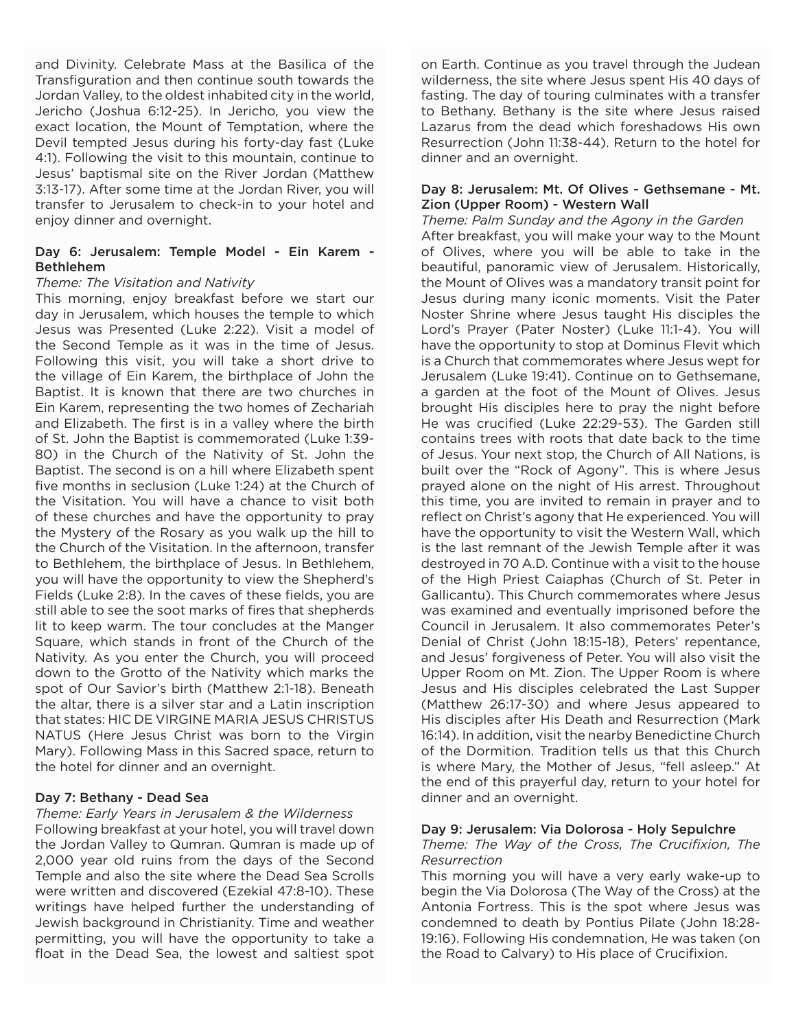and Divinity. Celebrate Mass at the Basilica of the Transfiguration and then continue south towards the Jordan Valley, to the oldest inhabited city in the world, Jericho (Joshua 6:12-25). In Jericho, you view the exact location, the Mount of Temptation, where the Devil tempted Jesus during his forty-day fast (Luke 4:1). Following the visit to this mountain, continue to Jesus' baptismal site on the River Jordan (Matthew 3:13-17). After some time at the Jordan River, you will transfer to Jerusalem to check-in to your hotel and enjoy dinner and overnight.

### Day 6: Jerusalem: Temple Model - Ein Karem - Bethlehem

*Theme: The Visitation and Nativity*

This morning, enjoy breakfast before we start our day in Jerusalem, which houses the temple to which Jesus was Presented (Luke 2:22). Visit a model of the Second Temple as it was in the time of Jesus. Following this visit, you will take a short drive to the village of Ein Karem, the birthplace of John the Baptist. It is known that there are two churches in Ein Karem, representing the two homes of Zechariah and Elizabeth. The first is in a valley where the birth of St. John the Baptist is commemorated (Luke 1:39-80) in the Church of the Nativity of St. John the Baptist. The second is on a hill where Elizabeth spent five months in seclusion (Luke 1:24) at the Church of the Visitation. You will have a chance to visit both of these churches and have the opportunity to pray the Mystery of the Rosary as you walk up the hill to the Church of the Visitation. In the afternoon, transfer to Bethlehem, the birthplace of Jesus. In Bethlehem, you will have the opportunity to view the Shepherd's Fields (Luke 2:8). In the caves of these fields, you are still able to see the soot marks of fires that shepherds lit to keep warm. The tour concludes at the Manger Square, which stands in front of the Church of the Nativity. As you enter the Church, you will proceed down to the Grotto of the Nativity which marks the spot of Our Savior's birth (Matthew 2:1-18). Beneath the altar, there is a silver star and a Latin inscription that states: HIC DE VIRGINE MARIA JESUS CHRISTUS NATUS (Here Jesus Christ was born to the Virgin Mary). Following Mass in this Sacred space, return to the hotel for dinner and an overnight.

### Day 7: Bethany - Dead Sea

*Theme: Early Years in Jerusalem & the Wilderness*

Following breakfast at your hotel, you will travel down the Jordan Valley to Qumran. Qumran is made up of 2,000 year old ruins from the days of the Second Temple and also the site where the Dead Sea Scrolls were written and discovered (Ezekial 47:8-10). These writings have helped further the understanding of Jewish background in Christianity. Time and weather permitting, you will have the opportunity to take a float in the Dead Sea, the lowest and saltiest spot on Earth. Continue as you travel through the Judean wilderness, the site where Jesus spent His 40 days of fasting. The day of touring culminates with a transfer to Bethany. Bethany is the site where Jesus raised Lazarus from the dead which foreshadows His own Resurrection (John 11:38-44). Return to the hotel for dinner and an overnight.

### Day 8: Jerusalem: Mt. Of Olives - Gethsemane - Mt. Zion (Upper Room) - Western Wall

*Theme: Palm Sunday and the Agony in the Garden*

After breakfast, you will make your way to the Mount of Olives, where you will be able to take in the beautiful, panoramic view of Jerusalem. Historically, the Mount of Olives was a mandatory transit point for Jesus during many iconic moments. Visit the Pater Noster Shrine where Jesus taught His disciples the Lord's Prayer (Pater Noster) (Luke 11:1-4). You will have the opportunity to stop at Dominus Flevit which is a Church that commemorates where Jesus wept for Jerusalem (Luke 19:41). Continue on to Gethsemane, a garden at the foot of the Mount of Olives. Jesus brought His disciples here to pray the night before He was crucified (Luke 22:29-53). The Garden still contains trees with roots that date back to the time of Jesus. Your next stop, the Church of All Nations, is built over the "Rock of Agony". This is where Jesus prayed alone on the night of His arrest. Throughout this time, you are invited to remain in prayer and to reflect on Christ's agony that He experienced. You will have the opportunity to visit the Western Wall, which is the last remnant of the Jewish Temple after it was destroyed in 70 A.D. Continue with a visit to the house of the High Priest Caiaphas (Church of St. Peter in Gallicantu). This Church commemorates where Jesus was examined and eventually imprisoned before the Council in Jerusalem. It also commemorates Peter's Denial of Christ (John 18:15-18), Peters' repentance, and Jesus' forgiveness of Peter. You will also visit the Upper Room on Mt. Zion. The Upper Room is where Jesus and His disciples celebrated the Last Supper (Matthew 26:17-30) and where Jesus appeared to His disciples after His Death and Resurrection (Mark 16:14). In addition, visit the nearby Benedictine Church of the Dormition. Tradition tells us that this Church is where Mary, the Mother of Jesus, "fell asleep." At the end of this prayerful day, return to your hotel for dinner and an overnight.

### Day 9: Jerusalem: Via Dolorosa - Holy Sepulchre

*Theme: The Way of the Cross, The Crucifixion, The Resurrection*

This morning you will have a very early wake-up to begin the Via Dolorosa (The Way of the Cross) at the Antonia Fortress. This is the spot where Jesus was condemned to death by Pontius Pilate (John 18:28-19:16). Following His condemnation, He was taken (on the Road to Calvary) to His place of Crucifixion.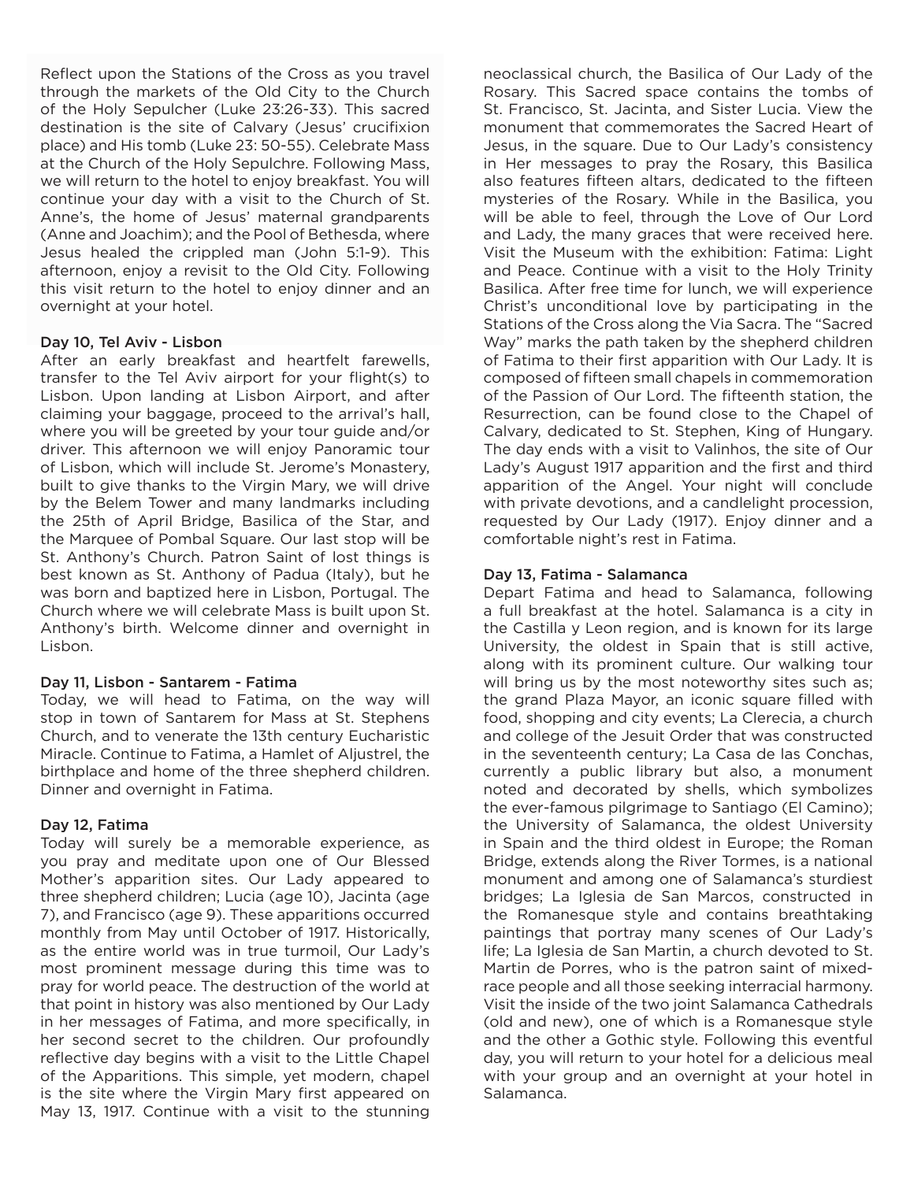Reflect upon the Stations of the Cross as you travel through the markets of the Old City to the Church of the Holy Sepulcher (Luke 23:26-33). This sacred destination is the site of Calvary (Jesus' crucifixion place) and His tomb (Luke 23: 50-55). Celebrate Mass at the Church of the Holy Sepulchre. Following Mass, we will return to the hotel to enjoy breakfast. You will continue your day with a visit to the Church of St. Anne's, the home of Jesus' maternal grandparents (Anne and Joachim); and the Pool of Bethesda, where Jesus healed the crippled man (John 5:1-9). This afternoon, enjoy a revisit to the Old City. Following this visit return to the hotel to enjoy dinner and an overnight at your hotel.

### Day 10, Tel Aviv - Lisbon

After an early breakfast and heartfelt farewells, transfer to the Tel Aviv airport for your flight(s) to Lisbon. Upon landing at Lisbon Airport, and after claiming your baggage, proceed to the arrival's hall, where you will be greeted by your tour guide and/or driver. This afternoon we will enjoy Panoramic tour of Lisbon, which will include St. Jerome's Monastery, built to give thanks to the Virgin Mary, we will drive by the Belem Tower and many landmarks including the 25th of April Bridge, Basilica of the Star, and the Marquee of Pombal Square. Our last stop will be St. Anthony's Church. Patron Saint of lost things is best known as St. Anthony of Padua (Italy), but he was born and baptized here in Lisbon, Portugal. The Church where we will celebrate Mass is built upon St. Anthony's birth. Welcome dinner and overnight in Lisbon.

### Day 11, Lisbon - Santarem - Fatima

Today, we will head to Fatima, on the way will stop in town of Santarem for Mass at St. Stephens Church, and to venerate the 13th century Eucharistic Miracle. Continue to Fatima, a Hamlet of Aljustrel, the birthplace and home of the three shepherd children. Dinner and overnight in Fatima.

### Day 12, Fatima

Today will surely be a memorable experience, as you pray and meditate upon one of Our Blessed Mother's apparition sites. Our Lady appeared to three shepherd children; Lucia (age 10), Jacinta (age 7), and Francisco (age 9). These apparitions occurred monthly from May until October of 1917. Historically, as the entire world was in true turmoil, Our Lady's most prominent message during this time was to pray for world peace. The destruction of the world at that point in history was also mentioned by Our Lady in her messages of Fatima, and more specifically, in her second secret to the children. Our profoundly reflective day begins with a visit to the Little Chapel of the Apparitions. This simple, yet modern, chapel is the site where the Virgin Mary first appeared on May 13, 1917. Continue with a visit to the stunning neoclassical church, the Basilica of Our Lady of the Rosary. This Sacred space contains the tombs of St. Francisco, St. Jacinta, and Sister Lucia. View the monument that commemorates the Sacred Heart of Jesus, in the square. Due to Our Lady's consistency in Her messages to pray the Rosary, this Basilica also features fifteen altars, dedicated to the fifteen mysteries of the Rosary. While in the Basilica, you will be able to feel, through the Love of Our Lord and Lady, the many graces that were received here. Visit the Museum with the exhibition: Fatima: Light and Peace. Continue with a visit to the Holy Trinity Basilica. After free time for lunch, we will experience Christ's unconditional love by participating in the Stations of the Cross along the Via Sacra. The "Sacred Way" marks the path taken by the shepherd children of Fatima to their first apparition with Our Lady. It is composed of fifteen small chapels in commemoration of the Passion of Our Lord. The fifteenth station, the Resurrection, can be found close to the Chapel of Calvary, dedicated to St. Stephen, King of Hungary. The day ends with a visit to Valinhos, the site of Our Lady's August 1917 apparition and the first and third apparition of the Angel. Your night will conclude with private devotions, and a candlelight procession, requested by Our Lady (1917). Enjoy dinner and a comfortable night's rest in Fatima.

### Day 13, Fatima - Salamanca

Depart Fatima and head to Salamanca, following a full breakfast at the hotel. Salamanca is a city in the Castilla y Leon region, and is known for its large University, the oldest in Spain that is still active, along with its prominent culture. Our walking tour will bring us by the most noteworthy sites such as; the grand Plaza Mayor, an iconic square filled with food, shopping and city events; La Clerecia, a church and college of the Jesuit Order that was constructed in the seventeenth century; La Casa de las Conchas, currently a public library but also, a monument noted and decorated by shells, which symbolizes the ever-famous pilgrimage to Santiago (El Camino); the University of Salamanca, the oldest University in Spain and the third oldest in Europe; the Roman Bridge, extends along the River Tormes, is a national monument and among one of Salamanca's sturdiest bridges; La Iglesia de San Marcos, constructed in the Romanesque style and contains breathtaking paintings that portray many scenes of Our Lady's life; La Iglesia de San Martin, a church devoted to St. Martin de Porres, who is the patron saint of mixed-race people and all those seeking interracial harmony. Visit the inside of the two joint Salamanca Cathedrals (old and new), one of which is a Romanesque style and the other a Gothic style. Following this eventful day, you will return to your hotel for a delicious meal with your group and an overnight at your hotel in Salamanca.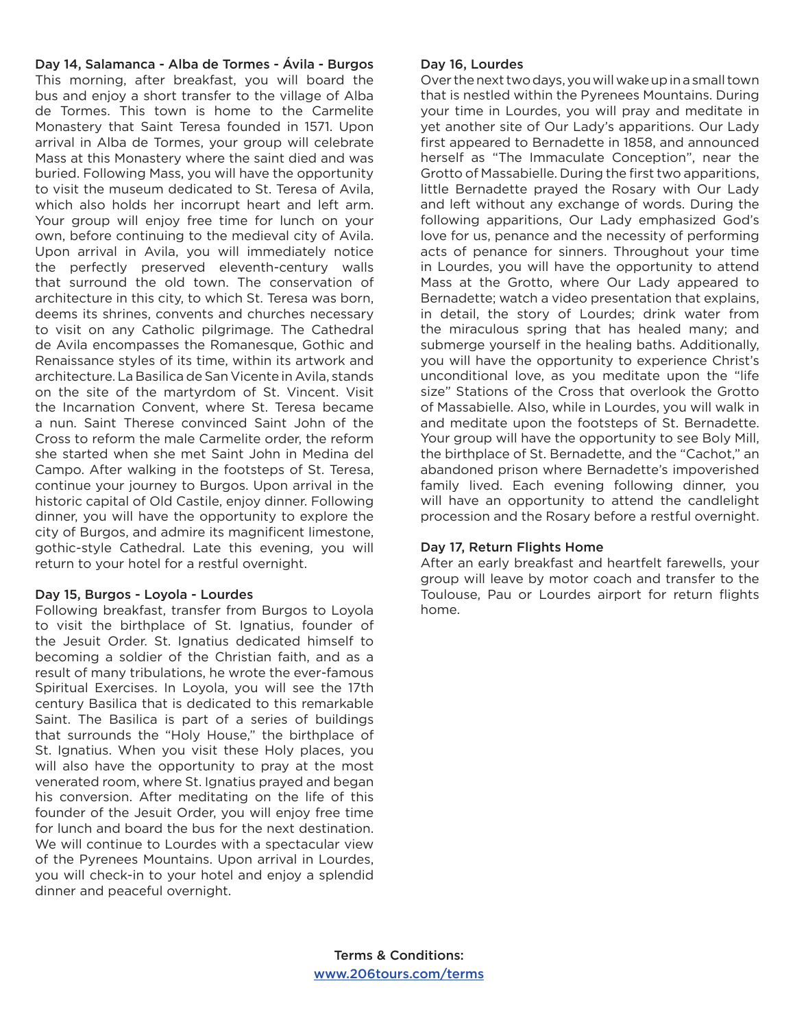### Day 14, Salamanca - Alba de Tormes - Ávila - Burgos

This morning, after breakfast, you will board the bus and enjoy a short transfer to the village of Alba de Tormes. This town is home to the Carmelite Monastery that Saint Teresa founded in 1571. Upon arrival in Alba de Tormes, your group will celebrate Mass at this Monastery where the saint died and was buried. Following Mass, you will have the opportunity to visit the museum dedicated to St. Teresa of Avila, which also holds her incorrupt heart and left arm. Your group will enjoy free time for lunch on your own, before continuing to the medieval city of Avila. Upon arrival in Avila, you will immediately notice the perfectly preserved eleventh-century walls that surround the old town. The conservation of architecture in this city, to which St. Teresa was born, deems its shrines, convents and churches necessary to visit on any Catholic pilgrimage. The Cathedral de Avila encompasses the Romanesque, Gothic and Renaissance styles of its time, within its artwork and architecture. La Basilica de San Vicente in Avila, stands on the site of the martyrdom of St. Vincent. Visit the Incarnation Convent, where St. Teresa became a nun. Saint Therese convinced Saint John of the Cross to reform the male Carmelite order, the reform she started when she met Saint John in Medina del Campo. After walking in the footsteps of St. Teresa, continue your journey to Burgos. Upon arrival in the historic capital of Old Castile, enjoy dinner. Following dinner, you will have the opportunity to explore the city of Burgos, and admire its magnificent limestone, gothic-style Cathedral. Late this evening, you will return to your hotel for a restful overnight.

### Day 15, Burgos - Loyola - Lourdes

Following breakfast, transfer from Burgos to Loyola to visit the birthplace of St. Ignatius, founder of the Jesuit Order. St. Ignatius dedicated himself to becoming a soldier of the Christian faith, and as a result of many tribulations, he wrote the ever-famous Spiritual Exercises. In Loyola, you will see the 17th century Basilica that is dedicated to this remarkable Saint. The Basilica is part of a series of buildings that surrounds the "Holy House," the birthplace of St. Ignatius. When you visit these Holy places, you will also have the opportunity to pray at the most venerated room, where St. Ignatius prayed and began his conversion. After meditating on the life of this founder of the Jesuit Order, you will enjoy free time for lunch and board the bus for the next destination. We will continue to Lourdes with a spectacular view of the Pyrenees Mountains. Upon arrival in Lourdes, you will check-in to your hotel and enjoy a splendid dinner and peaceful overnight.

### Day 16, Lourdes

Over the next two days, you will wake up in a small town that is nestled within the Pyrenees Mountains. During your time in Lourdes, you will pray and meditate in yet another site of Our Lady's apparitions. Our Lady first appeared to Bernadette in 1858, and announced herself as "The Immaculate Conception", near the Grotto of Massabielle. During the first two apparitions, little Bernadette prayed the Rosary with Our Lady and left without any exchange of words. During the following apparitions, Our Lady emphasized God's love for us, penance and the necessity of performing acts of penance for sinners. Throughout your time in Lourdes, you will have the opportunity to attend Mass at the Grotto, where Our Lady appeared to Bernadette; watch a video presentation that explains, in detail, the story of Lourdes; drink water from the miraculous spring that has healed many; and submerge yourself in the healing baths. Additionally, you will have the opportunity to experience Christ's unconditional love, as you meditate upon the "life size" Stations of the Cross that overlook the Grotto of Massabielle. Also, while in Lourdes, you will walk in and meditate upon the footsteps of St. Bernadette. Your group will have the opportunity to see Boly Mill, the birthplace of St. Bernadette, and the "Cachot," an abandoned prison where Bernadette's impoverished family lived. Each evening following dinner, you will have an opportunity to attend the candlelight procession and the Rosary before a restful overnight.

### Day 17, Return Flights Home

After an early breakfast and heartfelt farewells, your group will leave by motor coach and transfer to the Toulouse, Pau or Lourdes airport for return flights home.

Terms & Conditions:
[www.206tours.com/terms](http://www.206tours.com/terms)